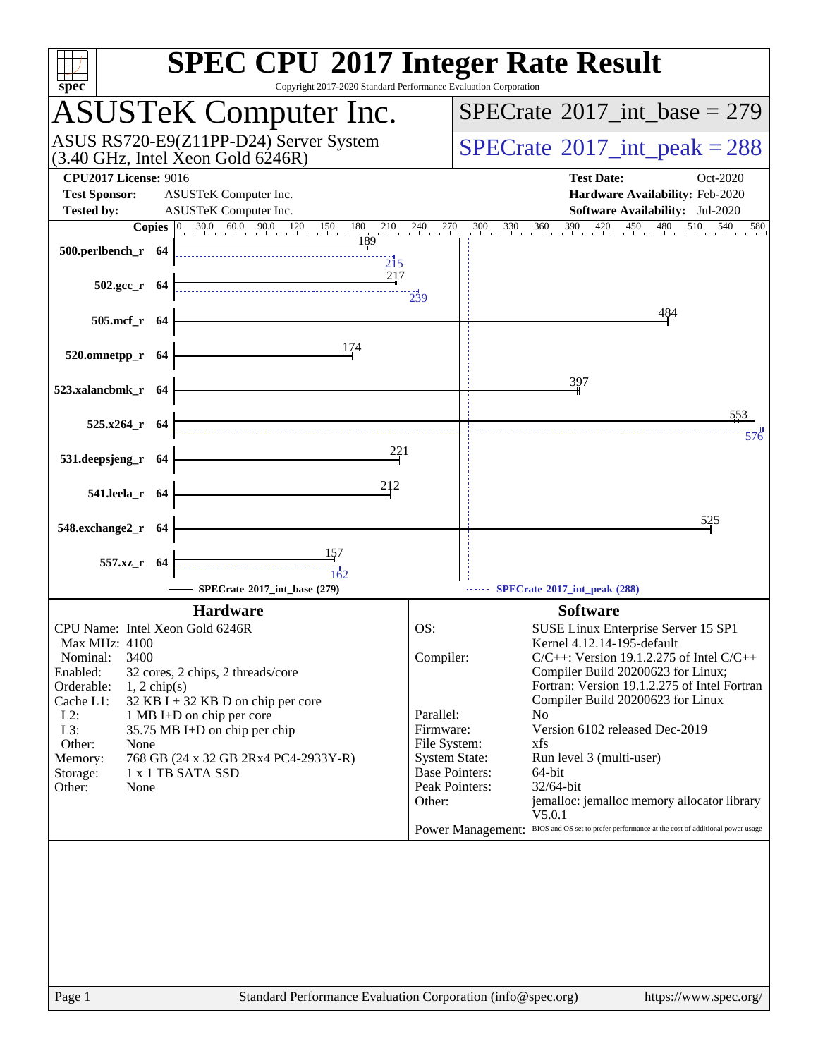# SPEC CPU 2017 Integer Rate Result

Copyright 2017-2020 Standard Performance Evaluation Corporation

## ASUSTeK Computer Inc.

ASUS RS720-E9(Z11PP-D24) Server System
(3.40 GHz, Intel Xeon Gold 6246R)

**SPECrate 2017_int_base = 279**

**SPECrate 2017_int_peak = 288**

**CPU2017 License:** 9016
**Test Sponsor:** ASUSTeK Computer Inc.
**Tested by:** ASUSTeK Computer Inc.

**Test Date:** Oct-2020
**Hardware Availability:** Feb-2020
**Software Availability:** Jul-2020

| Benchmark | Copies | Base | Peak |
|---|---|---|---|
| 500.perlbench_r | 64 | 189 | 215 |
| 502.gcc_r | 64 | 217 | 239 |
| 505.mcf_r | 64 | 484 | |
| 520.omnetpp_r | 64 | 174 | |
| 523.xalancbmk_r | 64 | 397 | |
| 525.x264_r | 64 | 553 | 576 |
| 531.deepsjeng_r | 64 | 221 | |
| 541.leela_r | 64 | 212 | |
| 548.exchange2_r | 64 | 525 | |
| 557.xz_r | 64 | 157 | 162 |

SPECrate 2017_int_base (279) ------ SPECrate 2017_int_peak (288)

### Hardware

| | |
|---|---|
| CPU Name: | Intel Xeon Gold 6246R |
| Max MHz: | 4100 |
| Nominal: | 3400 |
| Enabled: | 32 cores, 2 chips, 2 threads/core |
| Orderable: | 1, 2 chip(s) |
| Cache L1: | 32 KB I + 32 KB D on chip per core |
| L2: | 1 MB I+D on chip per core |
| L3: | 35.75 MB I+D on chip per chip |
| Other: | None |
| Memory: | 768 GB (24 x 32 GB 2Rx4 PC4-2933Y-R) |
| Storage: | 1 x 1 TB SATA SSD |
| Other: | None |

### Software

| | |
|---|---|
| OS: | SUSE Linux Enterprise Server 15 SP1<br>Kernel 4.12.14-195-default |
| Compiler: | C/C++: Version 19.1.2.275 of Intel C/C++ Compiler Build 20200623 for Linux;<br>Fortran: Version 19.1.2.275 of Intel Fortran Compiler Build 20200623 for Linux |
| Parallel: | No |
| Firmware: | Version 6102 released Dec-2019 |
| File System: | xfs |
| System State: | Run level 3 (multi-user) |
| Base Pointers: | 64-bit |
| Peak Pointers: | 32/64-bit |
| Other: | jemalloc: jemalloc memory allocator library V5.0.1 |
| Power Management: | BIOS and OS set to prefer performance at the cost of additional power usage |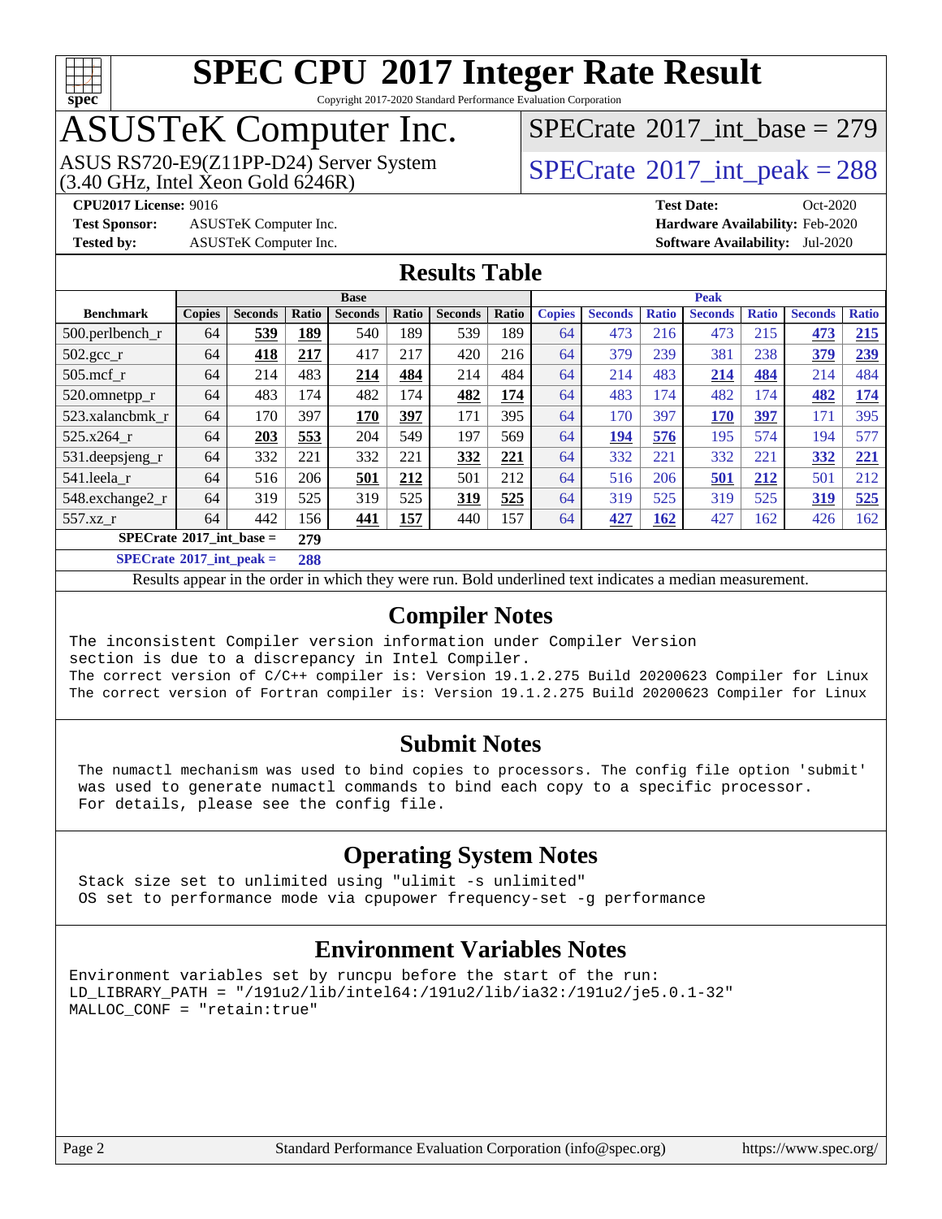# SPEC CPU 2017 Integer Rate Result

Copyright 2017-2020 Standard Performance Evaluation Corporation

## ASUSTeK Computer Inc.

ASUS RS720-E9(Z11PP-D24) Server System
(3.40 GHz, Intel Xeon Gold 6246R)

SPECrate 2017_int_base = 279

SPECrate 2017_int_peak = 288

**CPU2017 License:** 9016
**Test Sponsor:** ASUSTeK Computer Inc.
**Tested by:** ASUSTeK Computer Inc.

**Test Date:** Oct-2020
**Hardware Availability:** Feb-2020
**Software Availability:** Jul-2020

## Results Table

| Benchmark | Base | | | | | | | Peak | | | | | | |
|---|---|---|---|---|---|---|---|---|---|---|---|---|---|---|
| | Copies | Seconds | Ratio | Seconds | Ratio | Seconds | Ratio | Copies | Seconds | Ratio | Seconds | Ratio | Seconds | Ratio |
| 500.perlbench_r | 64 | **539** | **189** | 540 | 189 | 539 | 189 | 64 | 473 | 216 | 473 | 215 | **473** | **215** |
| 502.gcc_r | 64 | **418** | **217** | 417 | 217 | 420 | 216 | 64 | 379 | 239 | 381 | 238 | **379** | **239** |
| 505.mcf_r | 64 | 214 | 483 | **214** | **484** | 214 | 484 | 64 | 214 | 483 | **214** | **484** | 214 | 484 |
| 520.omnetpp_r | 64 | 483 | 174 | 482 | 174 | **482** | **174** | 64 | 483 | 174 | 482 | 174 | **482** | **174** |
| 523.xalancbmk_r | 64 | 170 | 397 | **170** | **397** | 171 | 395 | 64 | 170 | 397 | **170** | **397** | 171 | 395 |
| 525.x264_r | 64 | **203** | **553** | 204 | 549 | 197 | 569 | 64 | **194** | **576** | 195 | 574 | 194 | 577 |
| 531.deepsjeng_r | 64 | 332 | 221 | 332 | 221 | **332** | **221** | 64 | 332 | 221 | 332 | 221 | **332** | **221** |
| 541.leela_r | 64 | 516 | 206 | **501** | **212** | 501 | 212 | 64 | 516 | 206 | **501** | **212** | 501 | 212 |
| 548.exchange2_r | 64 | 319 | 525 | 319 | 525 | **319** | **525** | 64 | 319 | 525 | 319 | 525 | **319** | **525** |
| 557.xz_r | 64 | 442 | 156 | **441** | **157** | 440 | 157 | 64 | **427** | **162** | 427 | 162 | 426 | 162 |

**SPECrate 2017_int_base = 279**

**SPECrate 2017_int_peak = 288**

Results appear in the order in which they were run. Bold underlined text indicates a median measurement.

## Compiler Notes

```
The inconsistent Compiler version information under Compiler Version
section is due to a discrepancy in Intel Compiler.
The correct version of C/C++ compiler is: Version 19.1.2.275 Build 20200623 Compiler for Linux
The correct version of Fortran compiler is: Version 19.1.2.275 Build 20200623 Compiler for Linux
```

## Submit Notes

```
The numactl mechanism was used to bind copies to processors. The config file option 'submit'
was used to generate numactl commands to bind each copy to a specific processor.
For details, please see the config file.
```

## Operating System Notes

```
Stack size set to unlimited using "ulimit -s unlimited"
OS set to performance mode via cpupower frequency-set -g performance
```

## Environment Variables Notes

```
Environment variables set by runcpu before the start of the run:
LD_LIBRARY_PATH = "/191u2/lib/intel64:/191u2/lib/ia32:/191u2/je5.0.1-32"
MALLOC_CONF = "retain:true"
```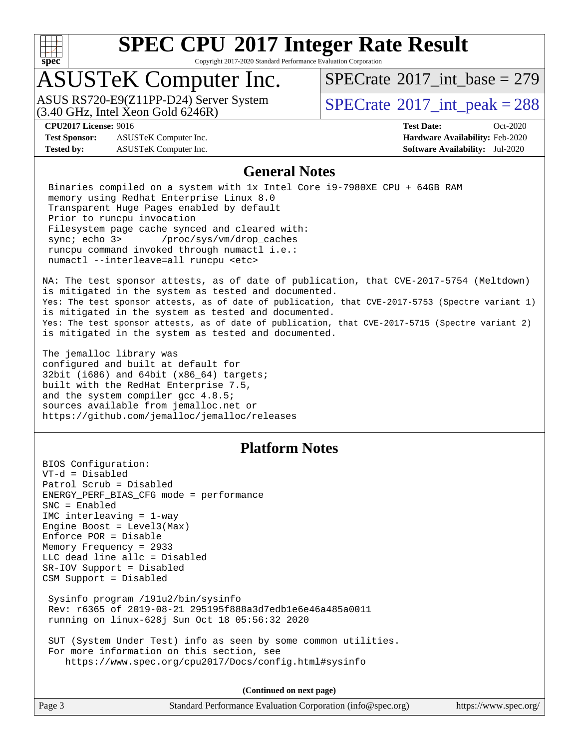# SPEC CPU 2017 Integer Rate Result

Copyright 2017-2020 Standard Performance Evaluation Corporation

## ASUSTeK Computer Inc.

ASUS RS720-E9(Z11PP-D24) Server System
(3.40 GHz, Intel Xeon Gold 6246R)

SPECrate 2017_int_base = 279

SPECrate 2017_int_peak = 288

**CPU2017 License:** 9016
**Test Sponsor:** ASUSTeK Computer Inc.
**Tested by:** ASUSTeK Computer Inc.

**Test Date:** Oct-2020
**Hardware Availability:** Feb-2020
**Software Availability:** Jul-2020

## General Notes

```
 Binaries compiled on a system with 1x Intel Core i9-7980XE CPU + 64GB RAM
 memory using Redhat Enterprise Linux 8.0
 Transparent Huge Pages enabled by default
 Prior to runcpu invocation
 Filesystem page cache synced and cleared with:
 sync; echo 3>       /proc/sys/vm/drop_caches
 runcpu command invoked through numactl i.e.:
 numactl --interleave=all runcpu <etc>

NA: The test sponsor attests, as of date of publication, that CVE-2017-5754 (Meltdown)
is mitigated in the system as tested and documented.
Yes: The test sponsor attests, as of date of publication, that CVE-2017-5753 (Spectre variant 1)
is mitigated in the system as tested and documented.
Yes: The test sponsor attests, as of date of publication, that CVE-2017-5715 (Spectre variant 2)
is mitigated in the system as tested and documented.

The jemalloc library was
configured and built at default for
32bit (i686) and 64bit (x86_64) targets;
built with the RedHat Enterprise 7.5,
and the system compiler gcc 4.8.5;
sources available from jemalloc.net or
https://github.com/jemalloc/jemalloc/releases
```

## Platform Notes

```
BIOS Configuration:
VT-d = Disabled
Patrol Scrub = Disabled
ENERGY_PERF_BIAS_CFG mode = performance
SNC = Enabled
IMC interleaving = 1-way
Engine Boost = Level3(Max)
Enforce POR = Disable
Memory Frequency = 2933
LLC dead line allc = Disabled
SR-IOV Support = Disabled
CSM Support = Disabled

 Sysinfo program /191u2/bin/sysinfo
 Rev: r6365 of 2019-08-21 295195f888a3d7edb1e6e46a485a0011
 running on linux-628j Sun Oct 18 05:56:32 2020

 SUT (System Under Test) info as seen by some common utilities.
 For more information on this section, see
    https://www.spec.org/cpu2017/Docs/config.html#sysinfo
```

**(Continued on next page)**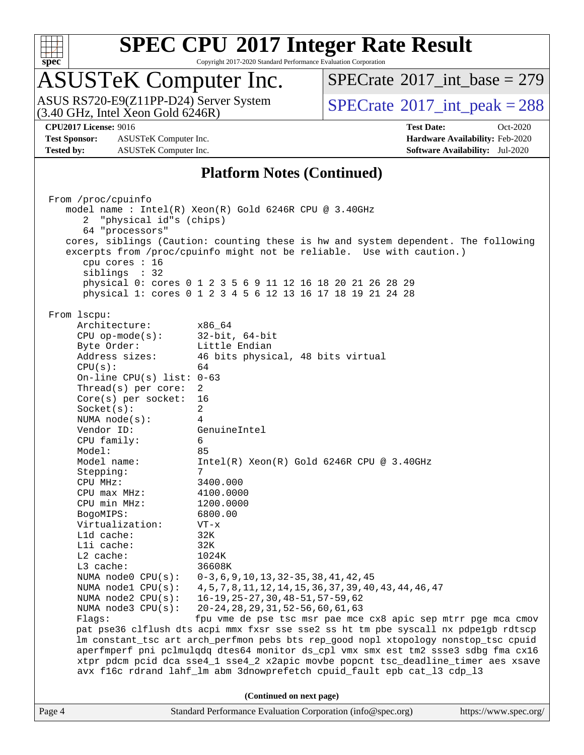## Platform Notes (Continued)

```
From /proc/cpuinfo
   model name : Intel(R) Xeon(R) Gold 6246R CPU @ 3.40GHz
      2  "physical id"s (chips)
      64 "processors"
   cores, siblings (Caution: counting these is hw and system dependent. The following
   excerpts from /proc/cpuinfo might not be reliable.  Use with caution.)
      cpu cores : 16
      siblings  : 32
      physical 0: cores 0 1 2 3 5 6 9 11 12 16 18 20 21 26 28 29
      physical 1: cores 0 1 2 3 4 5 6 12 13 16 17 18 19 21 24 28

From lscpu:
     Architecture:          x86_64
     CPU op-mode(s):        32-bit, 64-bit
     Byte Order:            Little Endian
     Address sizes:         46 bits physical, 48 bits virtual
     CPU(s):                64
     On-line CPU(s) list: 0-63
     Thread(s) per core:  2
     Core(s) per socket:  16
     Socket(s):             2
     NUMA node(s):          4
     Vendor ID:             GenuineIntel
     CPU family:            6
     Model:                 85
     Model name:            Intel(R) Xeon(R) Gold 6246R CPU @ 3.40GHz
     Stepping:              7
     CPU MHz:               3400.000
     CPU max MHz:           4100.0000
     CPU min MHz:           1200.0000
     BogoMIPS:              6800.00
     Virtualization:        VT-x
     L1d cache:             32K
     L1i cache:             32K
     L2 cache:              1024K
     L3 cache:              36608K
     NUMA node0 CPU(s):     0-3,6,9,10,13,32-35,38,41,42,45
     NUMA node1 CPU(s):     4,5,7,8,11,12,14,15,36,37,39,40,43,44,46,47
     NUMA node2 CPU(s):     16-19,25-27,30,48-51,57-59,62
     NUMA node3 CPU(s):     20-24,28,29,31,52-56,60,61,63
     Flags:                 fpu vme de pse tsc msr pae mce cx8 apic sep mtrr pge mca cmov
     pat pse36 clflush dts acpi mmx fxsr sse sse2 ss ht tm pbe syscall nx pdpe1gb rdtscp
     lm constant_tsc art arch_perfmon pebs bts rep_good nopl xtopology nonstop_tsc cpuid
     aperfmperf pni pclmulqdq dtes64 monitor ds_cpl vmx smx est tm2 ssse3 sdbg fma cx16
     xtpr pdcm pcid dca sse4_1 sse4_2 x2apic movbe popcnt tsc_deadline_timer aes xsave
     avx f16c rdrand lahf_lm abm 3dnowprefetch cpuid_fault epb cat_l3 cdp_l3
```

(Continued on next page)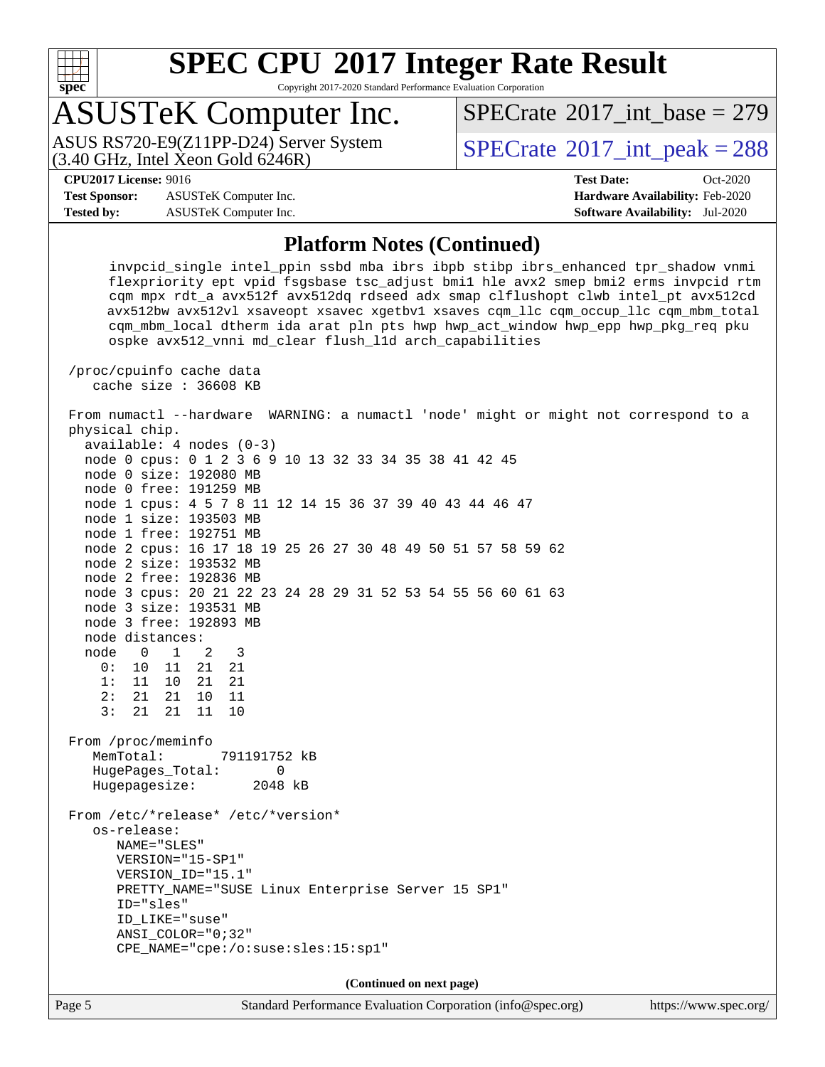## Platform Notes (Continued)

```
     invpcid_single intel_ppin ssbd mba ibrs ibpb stibp ibrs_enhanced tpr_shadow vnmi
     flexpriority ept vpid fsgsbase tsc_adjust bmi1 hle avx2 smep bmi2 erms invpcid rtm
     cqm mpx rdt_a avx512f avx512dq rdseed adx smap clflushopt clwb intel_pt avx512cd
     avx512bw avx512vl xsaveopt xsavec xgetbv1 xsaves cqm_llc cqm_occup_llc cqm_mbm_total
     cqm_mbm_local dtherm ida arat pln pts hwp hwp_act_window hwp_epp hwp_pkg_req pku
     ospke avx512_vnni md_clear flush_l1d arch_capabilities

 /proc/cpuinfo cache data
    cache size : 36608 KB

 From numactl --hardware  WARNING: a numactl 'node' might or might not correspond to a
 physical chip.
   available: 4 nodes (0-3)
   node 0 cpus: 0 1 2 3 6 9 10 13 32 33 34 35 38 41 42 45
   node 0 size: 192080 MB
   node 0 free: 191259 MB
   node 1 cpus: 4 5 7 8 11 12 14 15 36 37 39 40 43 44 46 47
   node 1 size: 193503 MB
   node 1 free: 192751 MB
   node 2 cpus: 16 17 18 19 25 26 27 30 48 49 50 51 57 58 59 62
   node 2 size: 193532 MB
   node 2 free: 192836 MB
   node 3 cpus: 20 21 22 23 24 28 29 31 52 53 54 55 56 60 61 63
   node 3 size: 193531 MB
   node 3 free: 192893 MB
   node distances:
   node   0   1   2   3
     0:  10  11  21  21
     1:  11  10  21  21
     2:  21  21  10  11
     3:  21  21  11  10

 From /proc/meminfo
    MemTotal:       791191752 kB
    HugePages_Total:       0
    Hugepagesize:       2048 kB

 From /etc/*release* /etc/*version*
    os-release:
       NAME="SLES"
       VERSION="15-SP1"
       VERSION_ID="15.1"
       PRETTY_NAME="SUSE Linux Enterprise Server 15 SP1"
       ID="sles"
       ID_LIKE="suse"
       ANSI_COLOR="0;32"
       CPE_NAME="cpe:/o:suse:sles:15:sp1"
```

**(Continued on next page)**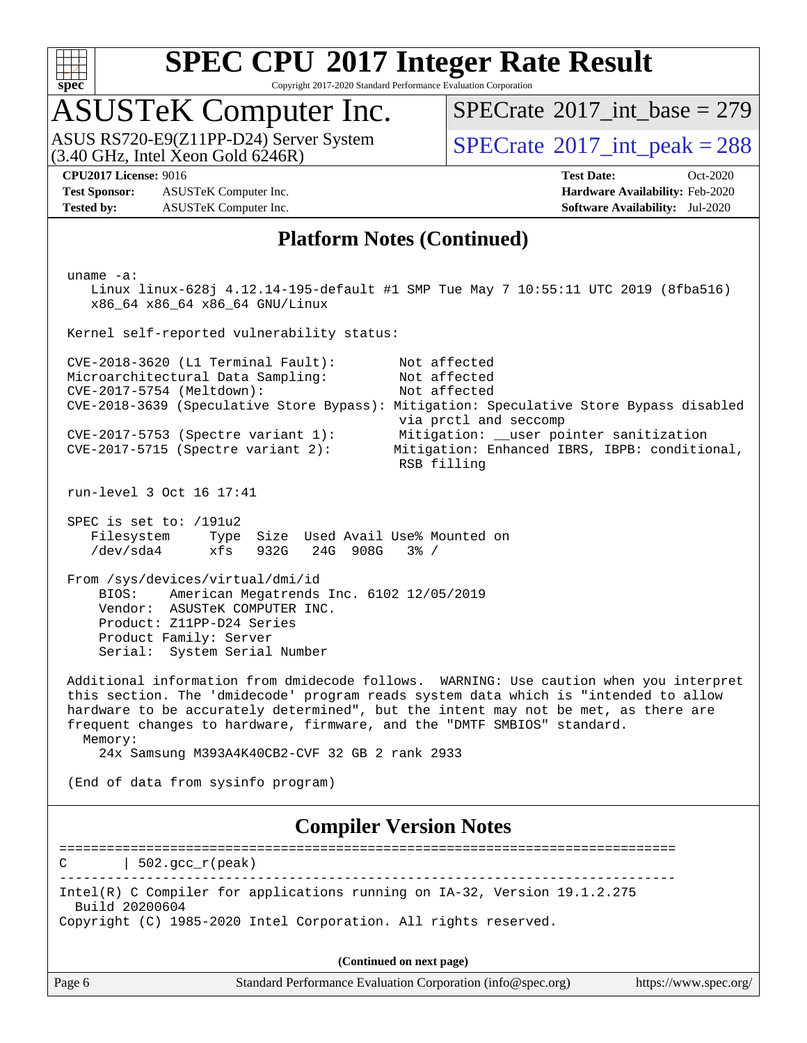## Platform Notes (Continued)

```
uname -a:
   Linux linux-628j 4.12.14-195-default #1 SMP Tue May 7 10:55:11 UTC 2019 (8fba516)
   x86_64 x86_64 x86_64 GNU/Linux

Kernel self-reported vulnerability status:

CVE-2018-3620 (L1 Terminal Fault):        Not affected
Microarchitectural Data Sampling:         Not affected
CVE-2017-5754 (Meltdown):                 Not affected
CVE-2018-3639 (Speculative Store Bypass): Mitigation: Speculative Store Bypass disabled
                                          via prctl and seccomp
CVE-2017-5753 (Spectre variant 1):        Mitigation: __user pointer sanitization
CVE-2017-5715 (Spectre variant 2):        Mitigation: Enhanced IBRS, IBPB: conditional,
                                          RSB filling

run-level 3 Oct 16 17:41

SPEC is set to: /191u2
   Filesystem     Type  Size  Used Avail Use% Mounted on
   /dev/sda4      xfs   932G   24G  908G   3% /

From /sys/devices/virtual/dmi/id
    BIOS:    American Megatrends Inc. 6102 12/05/2019
    Vendor:  ASUSTeK COMPUTER INC.
    Product: Z11PP-D24 Series
    Product Family: Server
    Serial:  System Serial Number

Additional information from dmidecode follows.  WARNING: Use caution when you interpret
this section. The 'dmidecode' program reads system data which is "intended to allow
hardware to be accurately determined", but the intent may not be met, as there are
frequent changes to hardware, firmware, and the "DMTF SMBIOS" standard.
  Memory:
    24x Samsung M393A4K40CB2-CVF 32 GB 2 rank 2933

(End of data from sysinfo program)
```

## Compiler Version Notes

```
==============================================================================
C       | 502.gcc_r(peak)
------------------------------------------------------------------------------
Intel(R) C Compiler for applications running on IA-32, Version 19.1.2.275
  Build 20200604
Copyright (C) 1985-2020 Intel Corporation. All rights reserved.
```

(Continued on next page)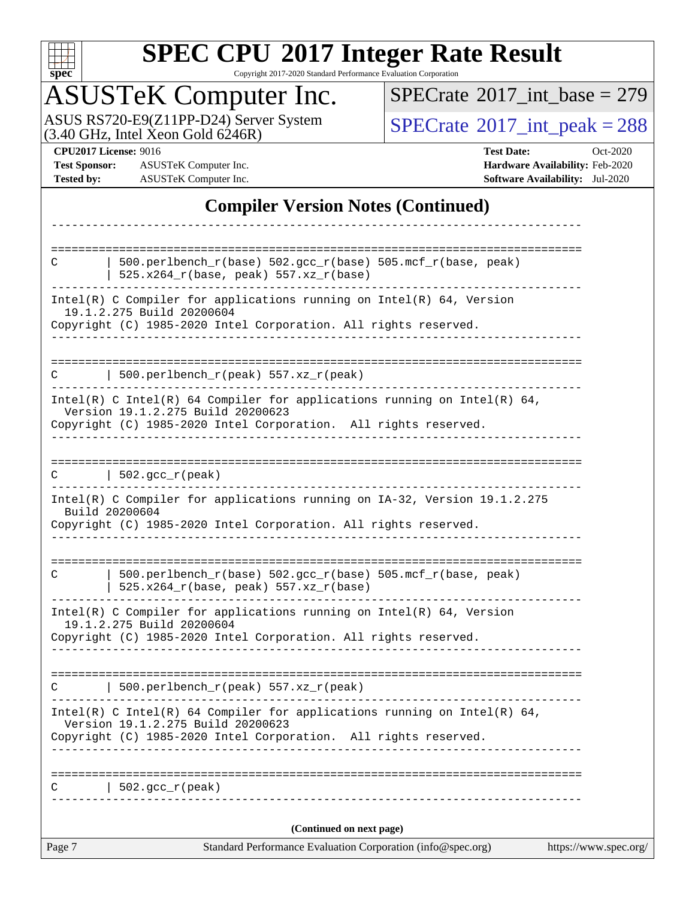## Compiler Version Notes (Continued)

```
------------------------------------------------------------------------------

==============================================================================
C       | 500.perlbench_r(base) 502.gcc_r(base) 505.mcf_r(base, peak)
        | 525.x264_r(base, peak) 557.xz_r(base)
------------------------------------------------------------------------------
Intel(R) C Compiler for applications running on Intel(R) 64, Version
  19.1.2.275 Build 20200604
Copyright (C) 1985-2020 Intel Corporation. All rights reserved.
------------------------------------------------------------------------------

==============================================================================
C       | 500.perlbench_r(peak) 557.xz_r(peak)
------------------------------------------------------------------------------
Intel(R) C Intel(R) 64 Compiler for applications running on Intel(R) 64,
  Version 19.1.2.275 Build 20200623
Copyright (C) 1985-2020 Intel Corporation.  All rights reserved.
------------------------------------------------------------------------------

==============================================================================
C       | 502.gcc_r(peak)
------------------------------------------------------------------------------
Intel(R) C Compiler for applications running on IA-32, Version 19.1.2.275
  Build 20200604
Copyright (C) 1985-2020 Intel Corporation. All rights reserved.
------------------------------------------------------------------------------

==============================================================================
C       | 500.perlbench_r(base) 502.gcc_r(base) 505.mcf_r(base, peak)
        | 525.x264_r(base, peak) 557.xz_r(base)
------------------------------------------------------------------------------
Intel(R) C Compiler for applications running on Intel(R) 64, Version
  19.1.2.275 Build 20200604
Copyright (C) 1985-2020 Intel Corporation. All rights reserved.
------------------------------------------------------------------------------

==============================================================================
C       | 500.perlbench_r(peak) 557.xz_r(peak)
------------------------------------------------------------------------------
Intel(R) C Intel(R) 64 Compiler for applications running on Intel(R) 64,
  Version 19.1.2.275 Build 20200623
Copyright (C) 1985-2020 Intel Corporation.  All rights reserved.
------------------------------------------------------------------------------

==============================================================================
C       | 502.gcc_r(peak)
------------------------------------------------------------------------------
```

(Continued on next page)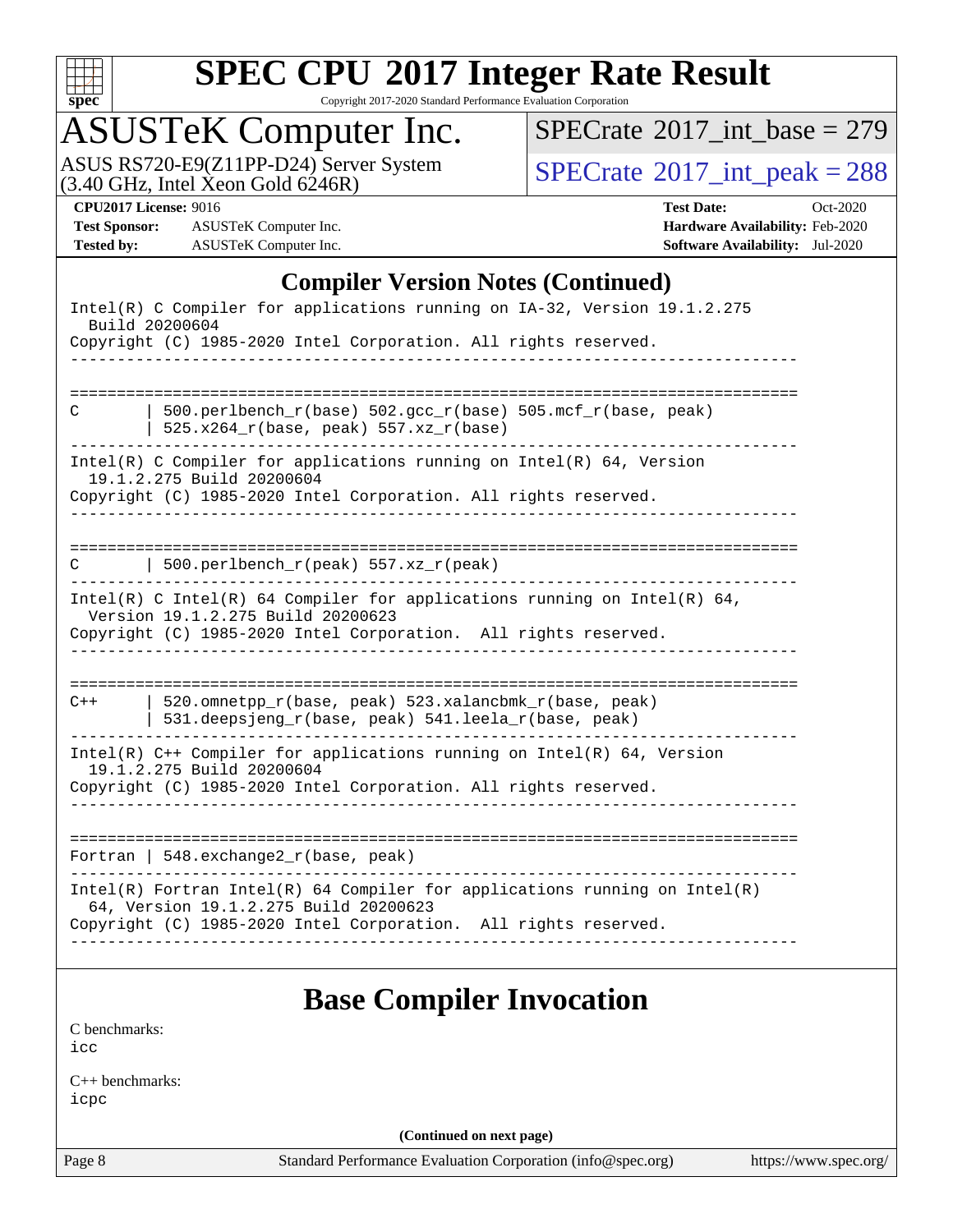## Compiler Version Notes (Continued)

```
Intel(R) C Compiler for applications running on IA-32, Version 19.1.2.275
  Build 20200604
Copyright (C) 1985-2020 Intel Corporation. All rights reserved.
------------------------------------------------------------------------------

==============================================================================
C       | 500.perlbench_r(base) 502.gcc_r(base) 505.mcf_r(base, peak)
        | 525.x264_r(base, peak) 557.xz_r(base)
------------------------------------------------------------------------------
Intel(R) C Compiler for applications running on Intel(R) 64, Version
  19.1.2.275 Build 20200604
Copyright (C) 1985-2020 Intel Corporation. All rights reserved.
------------------------------------------------------------------------------

==============================================================================
C       | 500.perlbench_r(peak) 557.xz_r(peak)
------------------------------------------------------------------------------
Intel(R) C Intel(R) 64 Compiler for applications running on Intel(R) 64,
  Version 19.1.2.275 Build 20200623
Copyright (C) 1985-2020 Intel Corporation.  All rights reserved.
------------------------------------------------------------------------------

==============================================================================
C++     | 520.omnetpp_r(base, peak) 523.xalancbmk_r(base, peak)
        | 531.deepsjeng_r(base, peak) 541.leela_r(base, peak)
------------------------------------------------------------------------------
Intel(R) C++ Compiler for applications running on Intel(R) 64, Version
  19.1.2.275 Build 20200604
Copyright (C) 1985-2020 Intel Corporation. All rights reserved.
------------------------------------------------------------------------------

==============================================================================
Fortran | 548.exchange2_r(base, peak)
------------------------------------------------------------------------------
Intel(R) Fortran Intel(R) 64 Compiler for applications running on Intel(R)
  64, Version 19.1.2.275 Build 20200623
Copyright (C) 1985-2020 Intel Corporation.  All rights reserved.
------------------------------------------------------------------------------
```

## Base Compiler Invocation

C benchmarks:
icc

C++ benchmarks:
icpc

(Continued on next page)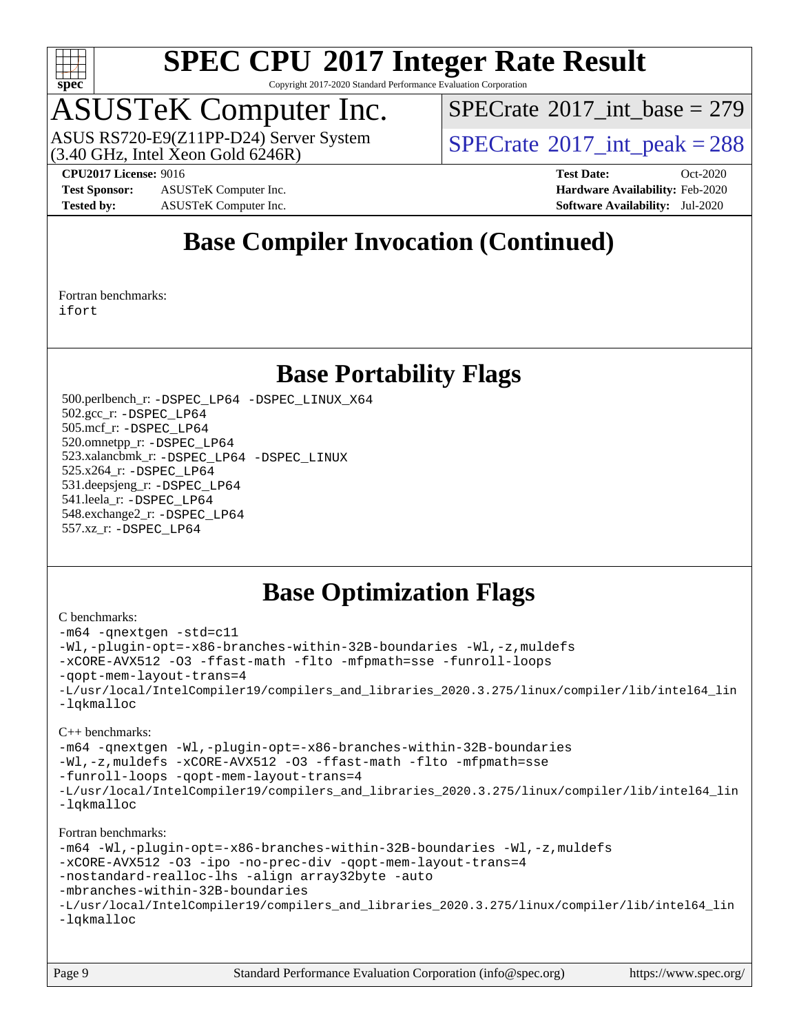## Base Compiler Invocation (Continued)

Fortran benchmarks:
ifort

## Base Portability Flags

500.perlbench_r: -DSPEC_LP64 -DSPEC_LINUX_X64
502.gcc_r: -DSPEC_LP64
505.mcf_r: -DSPEC_LP64
520.omnetpp_r: -DSPEC_LP64
523.xalancbmk_r: -DSPEC_LP64 -DSPEC_LINUX
525.x264_r: -DSPEC_LP64
531.deepsjeng_r: -DSPEC_LP64
541.leela_r: -DSPEC_LP64
548.exchange2_r: -DSPEC_LP64
557.xz_r: -DSPEC_LP64

## Base Optimization Flags

C benchmarks:
```
-m64 -qnextgen -std=c11
-Wl,-plugin-opt=-x86-branches-within-32B-boundaries -Wl,-z,muldefs
-xCORE-AVX512 -O3 -ffast-math -flto -mfpmath=sse -funroll-loops
-qopt-mem-layout-trans=4
-L/usr/local/IntelCompiler19/compilers_and_libraries_2020.3.275/linux/compiler/lib/intel64_lin
-lqkmalloc
```

C++ benchmarks:
```
-m64 -qnextgen -Wl,-plugin-opt=-x86-branches-within-32B-boundaries
-Wl,-z,muldefs -xCORE-AVX512 -O3 -ffast-math -flto -mfpmath=sse
-funroll-loops -qopt-mem-layout-trans=4
-L/usr/local/IntelCompiler19/compilers_and_libraries_2020.3.275/linux/compiler/lib/intel64_lin
-lqkmalloc
```

Fortran benchmarks:
```
-m64 -Wl,-plugin-opt=-x86-branches-within-32B-boundaries -Wl,-z,muldefs
-xCORE-AVX512 -O3 -ipo -no-prec-div -qopt-mem-layout-trans=4
-nostandard-realloc-lhs -align array32byte -auto
-mbranches-within-32B-boundaries
-L/usr/local/IntelCompiler19/compilers_and_libraries_2020.3.275/linux/compiler/lib/intel64_lin
-lqkmalloc
```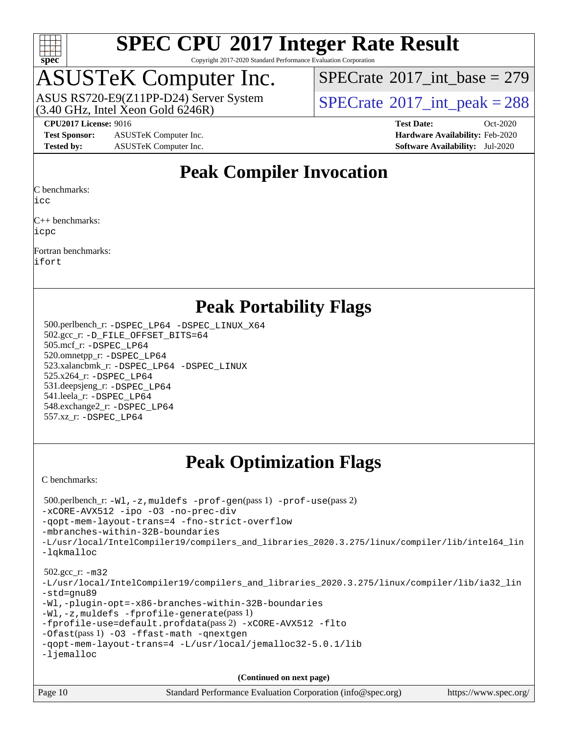# SPEC CPU 2017 Integer Rate Result

Copyright 2017-2020 Standard Performance Evaluation Corporation

## ASUSTeK Computer Inc.

ASUS RS720-E9(Z11PP-D24) Server System (3.40 GHz, Intel Xeon Gold 6246R)

SPECrate 2017_int_base = 279

SPECrate 2017_int_peak = 288

**CPU2017 License:** 9016
**Test Sponsor:** ASUSTeK Computer Inc.
**Tested by:** ASUSTeK Computer Inc.

**Test Date:** Oct-2020
**Hardware Availability:** Feb-2020
**Software Availability:** Jul-2020

## Peak Compiler Invocation

C benchmarks:
icc

C++ benchmarks:
icpc

Fortran benchmarks:
ifort

## Peak Portability Flags

500.perlbench_r: -DSPEC_LP64 -DSPEC_LINUX_X64
502.gcc_r: -D_FILE_OFFSET_BITS=64
505.mcf_r: -DSPEC_LP64
520.omnetpp_r: -DSPEC_LP64
523.xalancbmk_r: -DSPEC_LP64 -DSPEC_LINUX
525.x264_r: -DSPEC_LP64
531.deepsjeng_r: -DSPEC_LP64
541.leela_r: -DSPEC_LP64
548.exchange2_r: -DSPEC_LP64
557.xz_r: -DSPEC_LP64

## Peak Optimization Flags

C benchmarks:

500.perlbench_r: -Wl,-z,muldefs -prof-gen(pass 1) -prof-use(pass 2) -xCORE-AVX512 -ipo -O3 -no-prec-div -qopt-mem-layout-trans=4 -fno-strict-overflow -mbranches-within-32B-boundaries -L/usr/local/IntelCompiler19/compilers_and_libraries_2020.3.275/linux/compiler/lib/intel64_lin -lqkmalloc

502.gcc_r: -m32 -L/usr/local/IntelCompiler19/compilers_and_libraries_2020.3.275/linux/compiler/lib/ia32_lin -std=gnu89 -Wl,-plugin-opt=-x86-branches-within-32B-boundaries -Wl,-z,muldefs -fprofile-generate(pass 1) -fprofile-use=default.profdata(pass 2) -xCORE-AVX512 -flto -Ofast(pass 1) -O3 -ffast-math -qnextgen -qopt-mem-layout-trans=4 -L/usr/local/jemalloc32-5.0.1/lib -ljemalloc

**(Continued on next page)**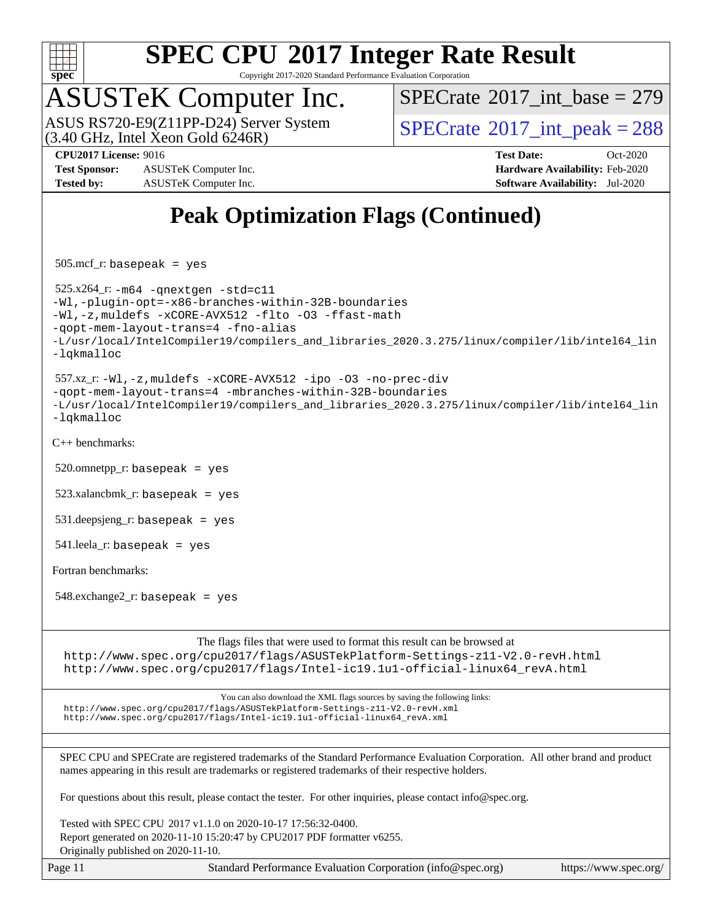# Peak Optimization Flags (Continued)

505.mcf_r: `basepeak = yes`

525.x264_r: `-m64 -qnextgen -std=c11 -Wl,-plugin-opt=-x86-branches-within-32B-boundaries -Wl,-z,muldefs -xCORE-AVX512 -flto -O3 -ffast-math -qopt-mem-layout-trans=4 -fno-alias -L/usr/local/IntelCompiler19/compilers_and_libraries_2020.3.275/linux/compiler/lib/intel64_lin -lqkmalloc`

557.xz_r: `-Wl,-z,muldefs -xCORE-AVX512 -ipo -O3 -no-prec-div -qopt-mem-layout-trans=4 -mbranches-within-32B-boundaries -L/usr/local/IntelCompiler19/compilers_and_libraries_2020.3.275/linux/compiler/lib/intel64_lin -lqkmalloc`

C++ benchmarks:

520.omnetpp_r: `basepeak = yes`

523.xalancbmk_r: `basepeak = yes`

531.deepsjeng_r: `basepeak = yes`

541.leela_r: `basepeak = yes`

Fortran benchmarks:

548.exchange2_r: `basepeak = yes`

The flags files that were used to format this result can be browsed at
http://www.spec.org/cpu2017/flags/ASUSTekPlatform-Settings-z11-V2.0-revH.html
http://www.spec.org/cpu2017/flags/Intel-ic19.1u1-official-linux64_revA.html

You can also download the XML flags sources by saving the following links:
http://www.spec.org/cpu2017/flags/ASUSTekPlatform-Settings-z11-V2.0-revH.xml
http://www.spec.org/cpu2017/flags/Intel-ic19.1u1-official-linux64_revA.xml

SPEC CPU and SPECrate are registered trademarks of the Standard Performance Evaluation Corporation. All other brand and product names appearing in this result are trademarks or registered trademarks of their respective holders.

For questions about this result, please contact the tester. For other inquiries, please contact info@spec.org.

Tested with SPEC CPU 2017 v1.1.0 on 2020-10-17 17:56:32-0400.
Report generated on 2020-11-10 15:20:47 by CPU2017 PDF formatter v6255.
Originally published on 2020-11-10.